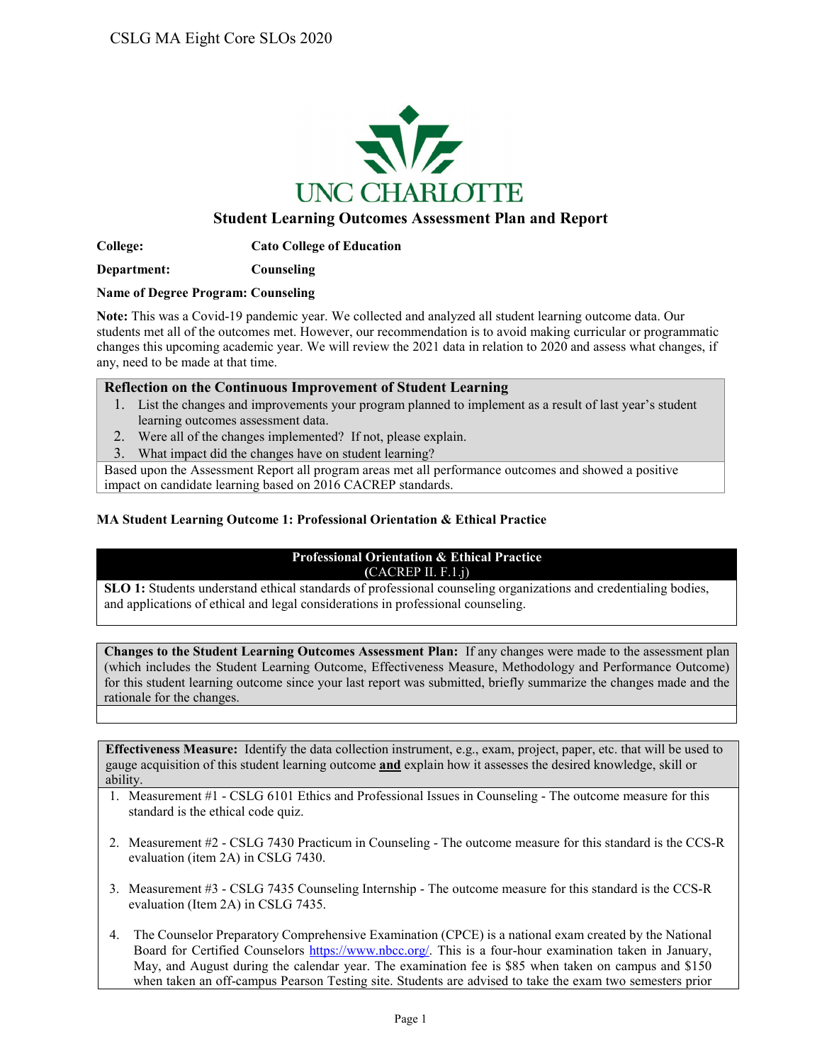# Student Learning Outcomes Assessment Plan and Report

**College:** Cato College of Education

**Department:** Counseling

**Name of Degree Program: Counseling**

**Note:** This was a Covid-19 pandemic year. We collected and analyzed all student learning outcome data. Our students met all of the outcomes met. However, our recommendation is to avoid making curricular or programmatic changes this upcoming academic year. We will review the 2021 data in relation to 2020 and assess what changes, if any, need to be made at that time.

### Reflection on the Continuous Improvement of Student Learning

1. List the changes and improvements your program planned to implement as a result of last year's student learning outcomes assessment data.
2. Were all of the changes implemented? If not, please explain.
3. What impact did the changes have on student learning?

Based upon the Assessment Report all program areas met all performance outcomes and showed a positive impact on candidate learning based on 2016 CACREP standards.

## MA Student Learning Outcome 1: Professional Orientation & Ethical Practice

**Professional Orientation & Ethical Practice**
**(**CACREP II. F.1.j)

**SLO 1:** Students understand ethical standards of professional counseling organizations and credentialing bodies, and applications of ethical and legal considerations in professional counseling.

**Changes to the Student Learning Outcomes Assessment Plan:** If any changes were made to the assessment plan (which includes the Student Learning Outcome, Effectiveness Measure, Methodology and Performance Outcome) for this student learning outcome since your last report was submitted, briefly summarize the changes made and the rationale for the changes.

**Effectiveness Measure:** Identify the data collection instrument, e.g., exam, project, paper, etc. that will be used to gauge acquisition of this student learning outcome **and** explain how it assesses the desired knowledge, skill or ability.

1. Measurement #1 - CSLG 6101 Ethics and Professional Issues in Counseling - The outcome measure for this standard is the ethical code quiz.
2. Measurement #2 - CSLG 7430 Practicum in Counseling - The outcome measure for this standard is the CCS-R evaluation (item 2A) in CSLG 7430.
3. Measurement #3 - CSLG 7435 Counseling Internship - The outcome measure for this standard is the CCS-R evaluation (Item 2A) in CSLG 7435.
4. The Counselor Preparatory Comprehensive Examination (CPCE) is a national exam created by the National Board for Certified Counselors https://www.nbcc.org/. This is a four-hour examination taken in January, May, and August during the calendar year. The examination fee is $85 when taken on campus and $150 when taken an off-campus Pearson Testing site. Students are advised to take the exam two semesters prior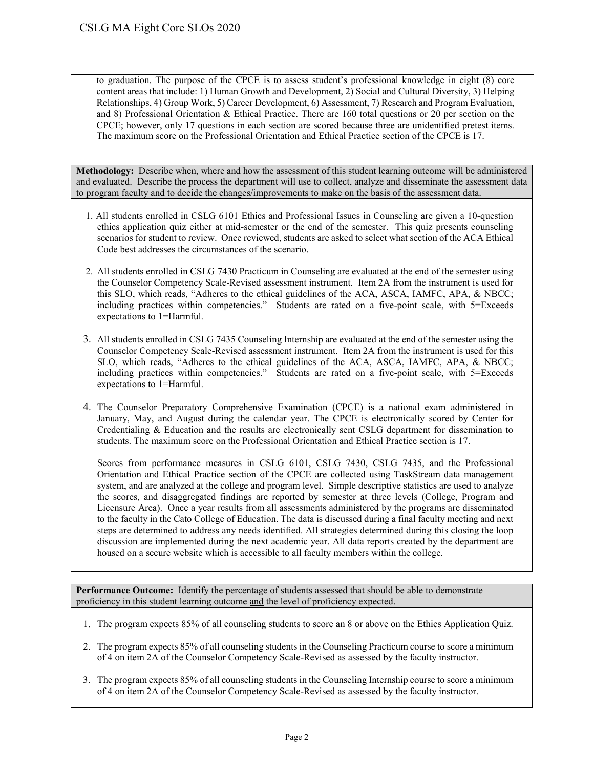to graduation. The purpose of the CPCE is to assess student's professional knowledge in eight (8) core content areas that include: 1) Human Growth and Development, 2) Social and Cultural Diversity, 3) Helping Relationships, 4) Group Work, 5) Career Development, 6) Assessment, 7) Research and Program Evaluation, and 8) Professional Orientation & Ethical Practice. There are 160 total questions or 20 per section on the CPCE; however, only 17 questions in each section are scored because three are unidentified pretest items. The maximum score on the Professional Orientation and Ethical Practice section of the CPCE is 17.

**Methodology:** Describe when, where and how the assessment of this student learning outcome will be administered and evaluated. Describe the process the department will use to collect, analyze and disseminate the assessment data to program faculty and to decide the changes/improvements to make on the basis of the assessment data.

1. All students enrolled in CSLG 6101 Ethics and Professional Issues in Counseling are given a 10-question ethics application quiz either at mid-semester or the end of the semester. This quiz presents counseling scenarios for student to review. Once reviewed, students are asked to select what section of the ACA Ethical Code best addresses the circumstances of the scenario.

2. All students enrolled in CSLG 7430 Practicum in Counseling are evaluated at the end of the semester using the Counselor Competency Scale-Revised assessment instrument. Item 2A from the instrument is used for this SLO, which reads, "Adheres to the ethical guidelines of the ACA, ASCA, IAMFC, APA, & NBCC; including practices within competencies." Students are rated on a five-point scale, with 5=Exceeds expectations to 1=Harmful.

3. All students enrolled in CSLG 7435 Counseling Internship are evaluated at the end of the semester using the Counselor Competency Scale-Revised assessment instrument. Item 2A from the instrument is used for this SLO, which reads, "Adheres to the ethical guidelines of the ACA, ASCA, IAMFC, APA, & NBCC; including practices within competencies." Students are rated on a five-point scale, with 5=Exceeds expectations to 1=Harmful.

4. The Counselor Preparatory Comprehensive Examination (CPCE) is a national exam administered in January, May, and August during the calendar year. The CPCE is electronically scored by Center for Credentialing & Education and the results are electronically sent CSLG department for dissemination to students. The maximum score on the Professional Orientation and Ethical Practice section is 17.

   Scores from performance measures in CSLG 6101, CSLG 7430, CSLG 7435, and the Professional Orientation and Ethical Practice section of the CPCE are collected using TaskStream data management system, and are analyzed at the college and program level. Simple descriptive statistics are used to analyze the scores, and disaggregated findings are reported by semester at three levels (College, Program and Licensure Area). Once a year results from all assessments administered by the programs are disseminated to the faculty in the Cato College of Education. The data is discussed during a final faculty meeting and next steps are determined to address any needs identified. All strategies determined during this closing the loop discussion are implemented during the next academic year. All data reports created by the department are housed on a secure website which is accessible to all faculty members within the college.

**Performance Outcome:** Identify the percentage of students assessed that should be able to demonstrate proficiency in this student learning outcome and the level of proficiency expected.

1. The program expects 85% of all counseling students to score an 8 or above on the Ethics Application Quiz.

2. The program expects 85% of all counseling students in the Counseling Practicum course to score a minimum of 4 on item 2A of the Counselor Competency Scale-Revised as assessed by the faculty instructor.

3. The program expects 85% of all counseling students in the Counseling Internship course to score a minimum of 4 on item 2A of the Counselor Competency Scale-Revised as assessed by the faculty instructor.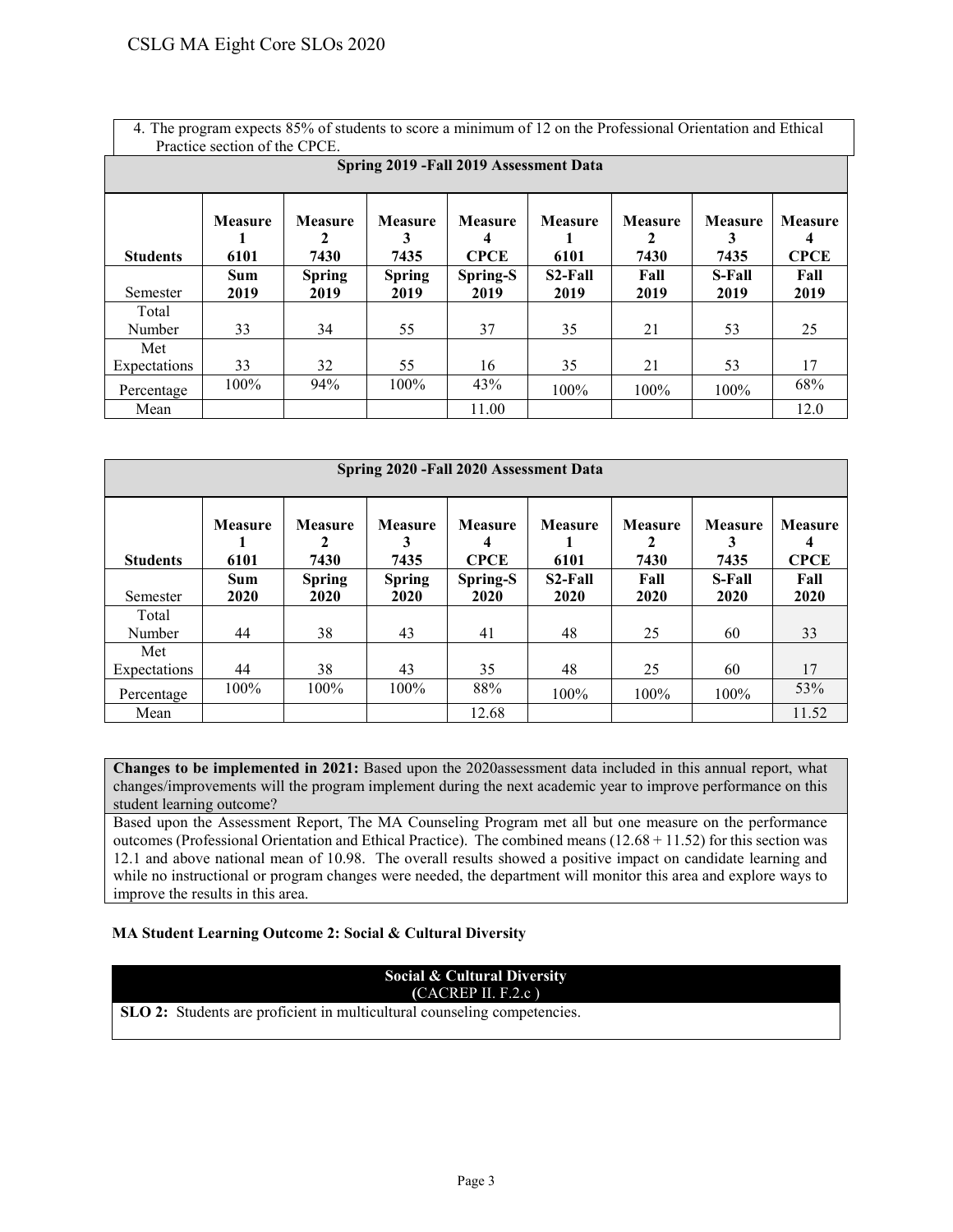4. The program expects 85% of students to score a minimum of 12 on the Professional Orientation and Ethical Practice section of the CPCE.

**Spring 2019 -Fall 2019 Assessment Data**

| **Students** | **Measure 1 6101** | **Measure 2 7430** | **Measure 3 7435** | **Measure 4 CPCE** | **Measure 1 6101** | **Measure 2 7430** | **Measure 3 7435** | **Measure 4 CPCE** |
|---|---|---|---|---|---|---|---|---|
| Semester | **Sum 2019** | **Spring 2019** | **Spring 2019** | **Spring-S 2019** | **S2-Fall 2019** | **Fall 2019** | **S-Fall 2019** | **Fall 2019** |
| Total Number | 33 | 34 | 55 | 37 | 35 | 21 | 53 | 25 |
| Met Expectations | 33 | 32 | 55 | 16 | 35 | 21 | 53 | 17 |
| Percentage | 100% | 94% | 100% | 43% | 100% | 100% | 100% | 68% |
| Mean | | | | 11.00 | | | | 12.0 |

**Spring 2020 -Fall 2020 Assessment Data**

| **Students** | **Measure 1 6101** | **Measure 2 7430** | **Measure 3 7435** | **Measure 4 CPCE** | **Measure 1 6101** | **Measure 2 7430** | **Measure 3 7435** | **Measure 4 CPCE** |
|---|---|---|---|---|---|---|---|---|
| Semester | **Sum 2020** | **Spring 2020** | **Spring 2020** | **Spring-S 2020** | **S2-Fall 2020** | **Fall 2020** | **S-Fall 2020** | **Fall 2020** |
| Total Number | 44 | 38 | 43 | 41 | 48 | 25 | 60 | 33 |
| Met Expectations | 44 | 38 | 43 | 35 | 48 | 25 | 60 | 17 |
| Percentage | 100% | 100% | 100% | 88% | 100% | 100% | 100% | 53% |
| Mean | | | | 12.68 | | | | 11.52 |

**Changes to be implemented in 2021:** Based upon the 2020assessment data included in this annual report, what changes/improvements will the program implement during the next academic year to improve performance on this student learning outcome?

Based upon the Assessment Report, The MA Counseling Program met all but one measure on the performance outcomes (Professional Orientation and Ethical Practice). The combined means (12.68 + 11.52) for this section was 12.1 and above national mean of 10.98. The overall results showed a positive impact on candidate learning and while no instructional or program changes were needed, the department will monitor this area and explore ways to improve the results in this area.

**MA Student Learning Outcome 2: Social & Cultural Diversity**

**Social & Cultural Diversity**
**(**CACREP II. F.2.c )

**SLO 2:** Students are proficient in multicultural counseling competencies.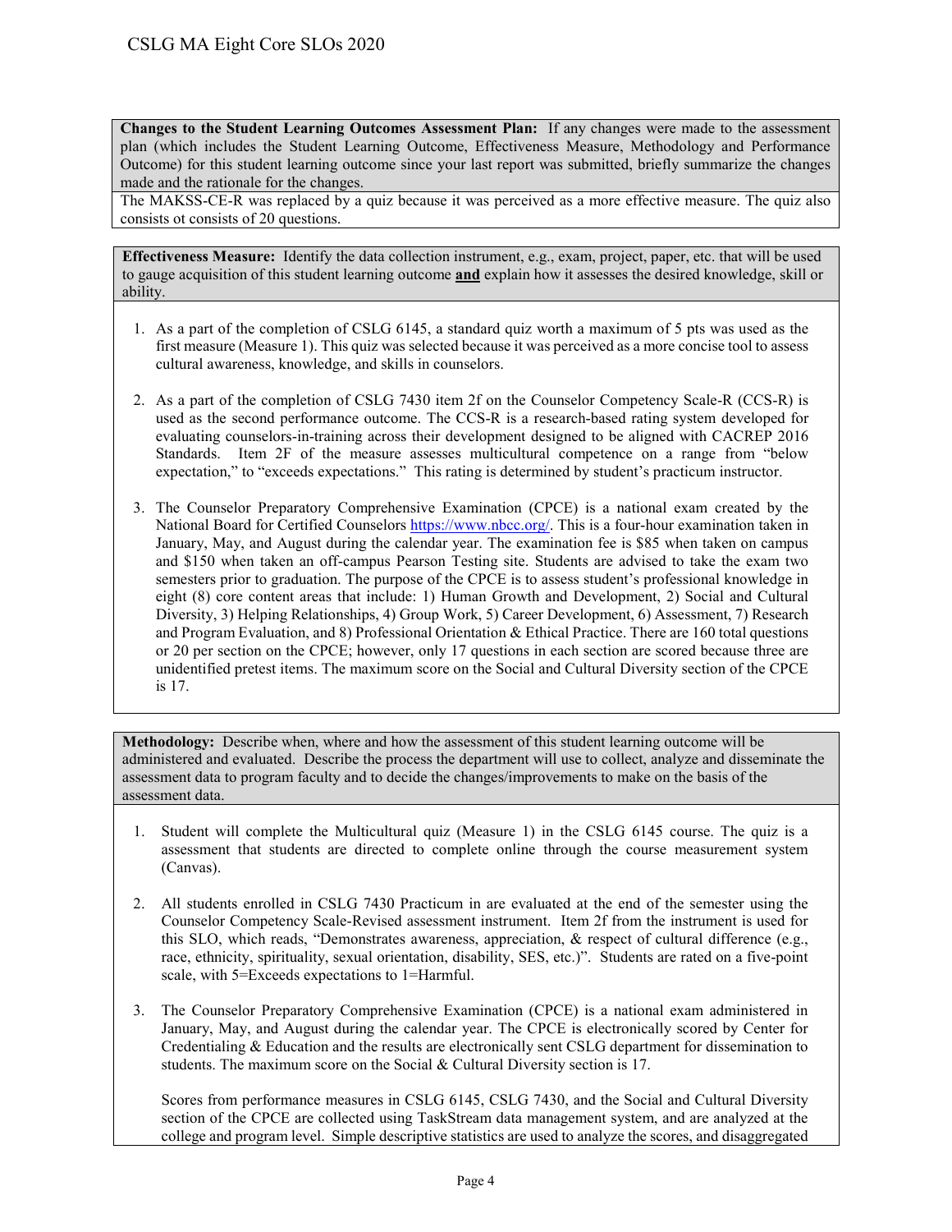**Changes to the Student Learning Outcomes Assessment Plan:** If any changes were made to the assessment plan (which includes the Student Learning Outcome, Effectiveness Measure, Methodology and Performance Outcome) for this student learning outcome since your last report was submitted, briefly summarize the changes made and the rationale for the changes.

The MAKSS-CE-R was replaced by a quiz because it was perceived as a more effective measure. The quiz also consists ot consists of 20 questions.

**Effectiveness Measure:** Identify the data collection instrument, e.g., exam, project, paper, etc. that will be used to gauge acquisition of this student learning outcome **and** explain how it assesses the desired knowledge, skill or ability.

1. As a part of the completion of CSLG 6145, a standard quiz worth a maximum of 5 pts was used as the first measure (Measure 1). This quiz was selected because it was perceived as a more concise tool to assess cultural awareness, knowledge, and skills in counselors.

2. As a part of the completion of CSLG 7430 item 2f on the Counselor Competency Scale-R (CCS-R) is used as the second performance outcome. The CCS-R is a research-based rating system developed for evaluating counselors-in-training across their development designed to be aligned with CACREP 2016 Standards. Item 2F of the measure assesses multicultural competence on a range from "below expectation," to "exceeds expectations." This rating is determined by student's practicum instructor.

3. The Counselor Preparatory Comprehensive Examination (CPCE) is a national exam created by the National Board for Certified Counselors https://www.nbcc.org/. This is a four-hour examination taken in January, May, and August during the calendar year. The examination fee is $85 when taken on campus and $150 when taken an off-campus Pearson Testing site. Students are advised to take the exam two semesters prior to graduation. The purpose of the CPCE is to assess student's professional knowledge in eight (8) core content areas that include: 1) Human Growth and Development, 2) Social and Cultural Diversity, 3) Helping Relationships, 4) Group Work, 5) Career Development, 6) Assessment, 7) Research and Program Evaluation, and 8) Professional Orientation & Ethical Practice. There are 160 total questions or 20 per section on the CPCE; however, only 17 questions in each section are scored because three are unidentified pretest items. The maximum score on the Social and Cultural Diversity section of the CPCE is 17.

**Methodology:** Describe when, where and how the assessment of this student learning outcome will be administered and evaluated. Describe the process the department will use to collect, analyze and disseminate the assessment data to program faculty and to decide the changes/improvements to make on the basis of the assessment data.

1. Student will complete the Multicultural quiz (Measure 1) in the CSLG 6145 course. The quiz is a assessment that students are directed to complete online through the course measurement system (Canvas).

2. All students enrolled in CSLG 7430 Practicum in are evaluated at the end of the semester using the Counselor Competency Scale-Revised assessment instrument. Item 2f from the instrument is used for this SLO, which reads, "Demonstrates awareness, appreciation, & respect of cultural difference (e.g., race, ethnicity, spirituality, sexual orientation, disability, SES, etc.)". Students are rated on a five-point scale, with 5=Exceeds expectations to 1=Harmful.

3. The Counselor Preparatory Comprehensive Examination (CPCE) is a national exam administered in January, May, and August during the calendar year. The CPCE is electronically scored by Center for Credentialing & Education and the results are electronically sent CSLG department for dissemination to students. The maximum score on the Social & Cultural Diversity section is 17.

   Scores from performance measures in CSLG 6145, CSLG 7430, and the Social and Cultural Diversity section of the CPCE are collected using TaskStream data management system, and are analyzed at the college and program level. Simple descriptive statistics are used to analyze the scores, and disaggregated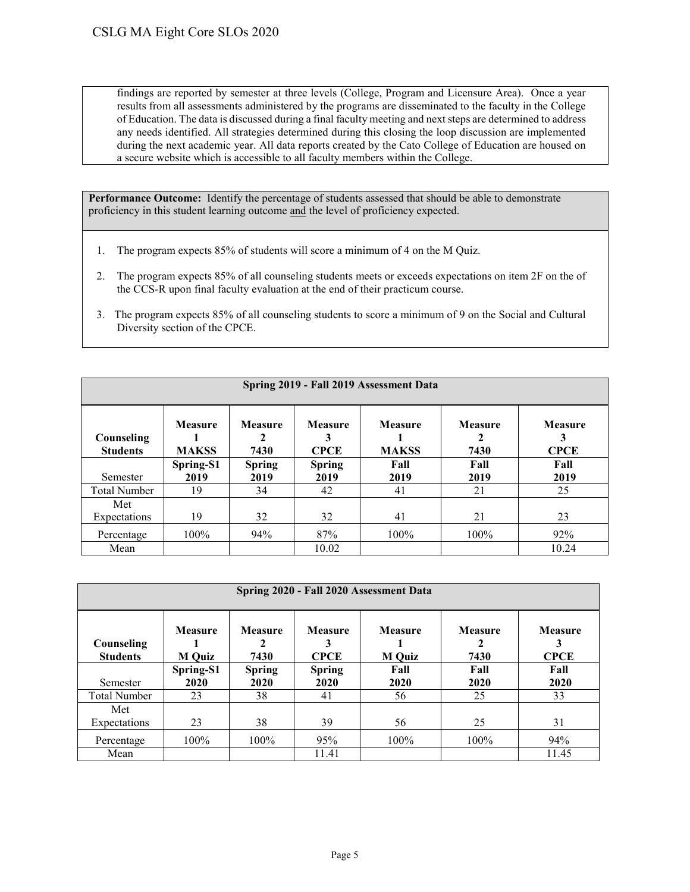findings are reported by semester at three levels (College, Program and Licensure Area). Once a year results from all assessments administered by the programs are disseminated to the faculty in the College of Education. The data is discussed during a final faculty meeting and next steps are determined to address any needs identified. All strategies determined during this closing the loop discussion are implemented during the next academic year. All data reports created by the Cato College of Education are housed on a secure website which is accessible to all faculty members within the College.

**Performance Outcome:** Identify the percentage of students assessed that should be able to demonstrate proficiency in this student learning outcome and the level of proficiency expected.

1. The program expects 85% of students will score a minimum of 4 on the M Quiz.
2. The program expects 85% of all counseling students meets or exceeds expectations on item 2F on the of the CCS-R upon final faculty evaluation at the end of their practicum course.
3. The program expects 85% of all counseling students to score a minimum of 9 on the Social and Cultural Diversity section of the CPCE.

| Spring 2019 - Fall 2019 Assessment Data | | | | | | |
|---|---|---|---|---|---|---|
| **Counseling Students** | **Measure 1 MAKSS** | **Measure 2 7430** | **Measure 3 CPCE** | **Measure 1 MAKSS** | **Measure 2 7430** | **Measure 3 CPCE** |
| Semester | **Spring-S1 2019** | **Spring 2019** | **Spring 2019** | **Fall 2019** | **Fall 2019** | **Fall 2019** |
| Total Number | 19 | 34 | 42 | 41 | 21 | 25 |
| Met Expectations | 19 | 32 | 32 | 41 | 21 | 23 |
| Percentage | 100% | 94% | 87% | 100% | 100% | 92% |
| Mean | | | 10.02 | | | 10.24 |

| Spring 2020 - Fall 2020 Assessment Data | | | | | | |
|---|---|---|---|---|---|---|
| **Counseling Students** | **Measure 1 M Quiz** | **Measure 2 7430** | **Measure 3 CPCE** | **Measure 1 M Quiz** | **Measure 2 7430** | **Measure 3 CPCE** |
| Semester | **Spring-S1 2020** | **Spring 2020** | **Spring 2020** | **Fall 2020** | **Fall 2020** | **Fall 2020** |
| Total Number | 23 | 38 | 41 | 56 | 25 | 33 |
| Met Expectations | 23 | 38 | 39 | 56 | 25 | 31 |
| Percentage | 100% | 100% | 95% | 100% | 100% | 94% |
| Mean | | | 11.41 | | | 11.45 |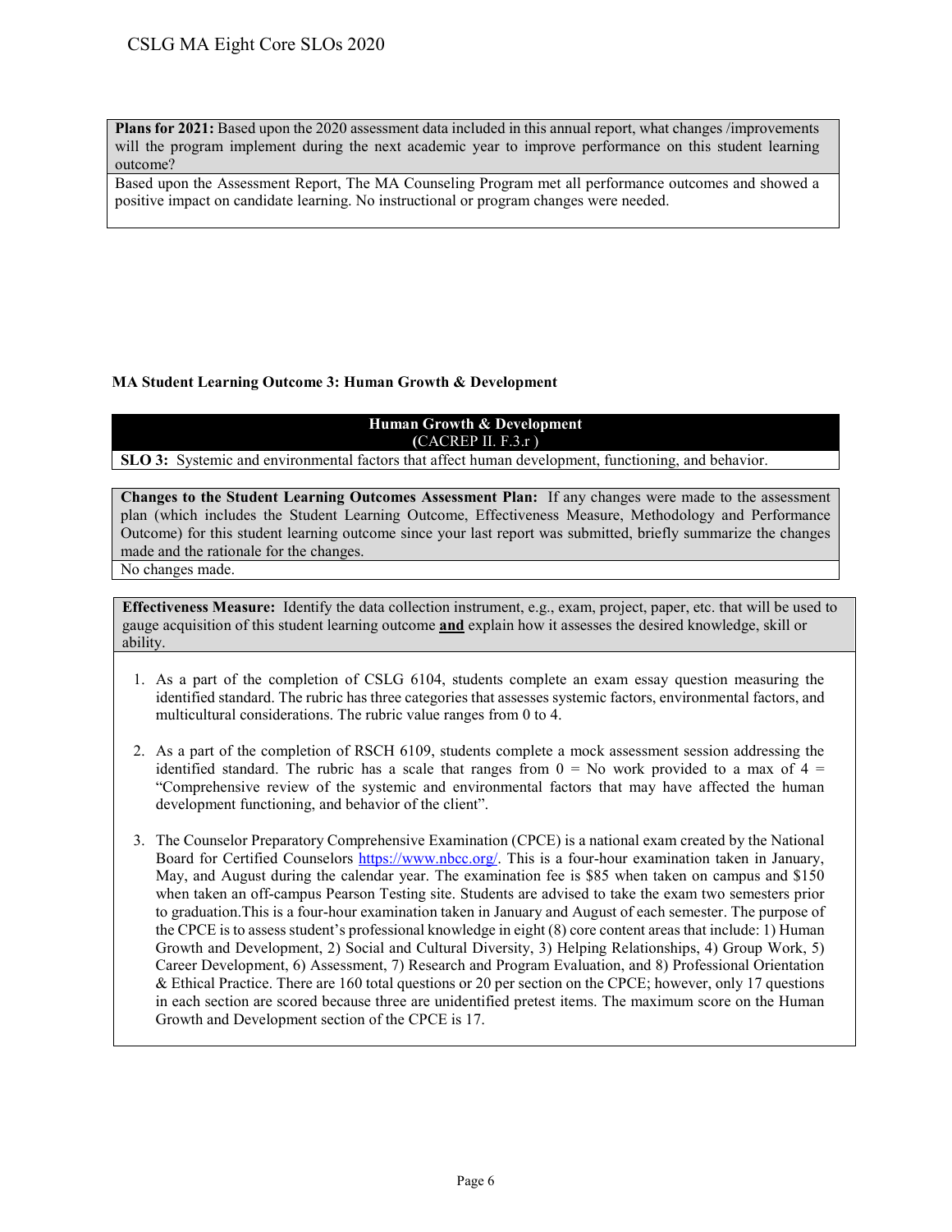**Plans for 2021:** Based upon the 2020 assessment data included in this annual report, what changes /improvements will the program implement during the next academic year to improve performance on this student learning outcome?

Based upon the Assessment Report, The MA Counseling Program met all performance outcomes and showed a positive impact on candidate learning. No instructional or program changes were needed.

**MA Student Learning Outcome 3: Human Growth & Development**

**Human Growth & Development**
**(**CACREP II. F.3.r )

**SLO 3:** Systemic and environmental factors that affect human development, functioning, and behavior.

**Changes to the Student Learning Outcomes Assessment Plan:** If any changes were made to the assessment plan (which includes the Student Learning Outcome, Effectiveness Measure, Methodology and Performance Outcome) for this student learning outcome since your last report was submitted, briefly summarize the changes made and the rationale for the changes.

No changes made.

**Effectiveness Measure:** Identify the data collection instrument, e.g., exam, project, paper, etc. that will be used to gauge acquisition of this student learning outcome **and** explain how it assesses the desired knowledge, skill or ability.

1. As a part of the completion of CSLG 6104, students complete an exam essay question measuring the identified standard. The rubric has three categories that assesses systemic factors, environmental factors, and multicultural considerations. The rubric value ranges from 0 to 4.

2. As a part of the completion of RSCH 6109, students complete a mock assessment session addressing the identified standard. The rubric has a scale that ranges from 0 = No work provided to a max of 4 = "Comprehensive review of the systemic and environmental factors that may have affected the human development functioning, and behavior of the client".

3. The Counselor Preparatory Comprehensive Examination (CPCE) is a national exam created by the National Board for Certified Counselors https://www.nbcc.org/. This is a four-hour examination taken in January, May, and August during the calendar year. The examination fee is $85 when taken on campus and $150 when taken an off-campus Pearson Testing site. Students are advised to take the exam two semesters prior to graduation.This is a four-hour examination taken in January and August of each semester. The purpose of the CPCE is to assess student's professional knowledge in eight (8) core content areas that include: 1) Human Growth and Development, 2) Social and Cultural Diversity, 3) Helping Relationships, 4) Group Work, 5) Career Development, 6) Assessment, 7) Research and Program Evaluation, and 8) Professional Orientation & Ethical Practice. There are 160 total questions or 20 per section on the CPCE; however, only 17 questions in each section are scored because three are unidentified pretest items. The maximum score on the Human Growth and Development section of the CPCE is 17.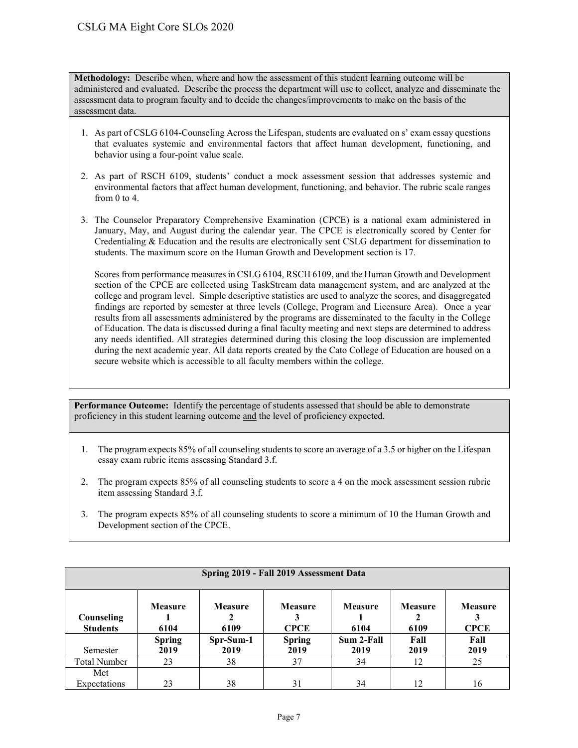**Methodology:** Describe when, where and how the assessment of this student learning outcome will be administered and evaluated. Describe the process the department will use to collect, analyze and disseminate the assessment data to program faculty and to decide the changes/improvements to make on the basis of the assessment data.

1. As part of CSLG 6104-Counseling Across the Lifespan, students are evaluated on s' exam essay questions that evaluates systemic and environmental factors that affect human development, functioning, and behavior using a four-point value scale.

2. As part of RSCH 6109, students' conduct a mock assessment session that addresses systemic and environmental factors that affect human development, functioning, and behavior. The rubric scale ranges from 0 to 4.

3. The Counselor Preparatory Comprehensive Examination (CPCE) is a national exam administered in January, May, and August during the calendar year. The CPCE is electronically scored by Center for Credentialing & Education and the results are electronically sent CSLG department for dissemination to students. The maximum score on the Human Growth and Development section is 17.

   Scores from performance measures in CSLG 6104, RSCH 6109, and the Human Growth and Development section of the CPCE are collected using TaskStream data management system, and are analyzed at the college and program level. Simple descriptive statistics are used to analyze the scores, and disaggregated findings are reported by semester at three levels (College, Program and Licensure Area). Once a year results from all assessments administered by the programs are disseminated to the faculty in the College of Education. The data is discussed during a final faculty meeting and next steps are determined to address any needs identified. All strategies determined during this closing the loop discussion are implemented during the next academic year. All data reports created by the Cato College of Education are housed on a secure website which is accessible to all faculty members within the college.

**Performance Outcome:** Identify the percentage of students assessed that should be able to demonstrate proficiency in this student learning outcome and the level of proficiency expected.

1. The program expects 85% of all counseling students to score an average of a 3.5 or higher on the Lifespan essay exam rubric items assessing Standard 3.f.

2. The program expects 85% of all counseling students to score a 4 on the mock assessment session rubric item assessing Standard 3.f.

3. The program expects 85% of all counseling students to score a minimum of 10 the Human Growth and Development section of the CPCE.

| Spring 2019 - Fall 2019 Assessment Data | | | | | | |
|---|---|---|---|---|---|---|
| **Counseling Students** | **Measure 1 6104** | **Measure 2 6109** | **Measure 3 CPCE** | **Measure 1 6104** | **Measure 2 6109** | **Measure 3 CPCE** |
| Semester | **Spring 2019** | **Spr-Sum-1 2019** | **Spring 2019** | **Sum 2-Fall 2019** | **Fall 2019** | **Fall 2019** |
| Total Number | 23 | 38 | 37 | 34 | 12 | 25 |
| Met Expectations | 23 | 38 | 31 | 34 | 12 | 16 |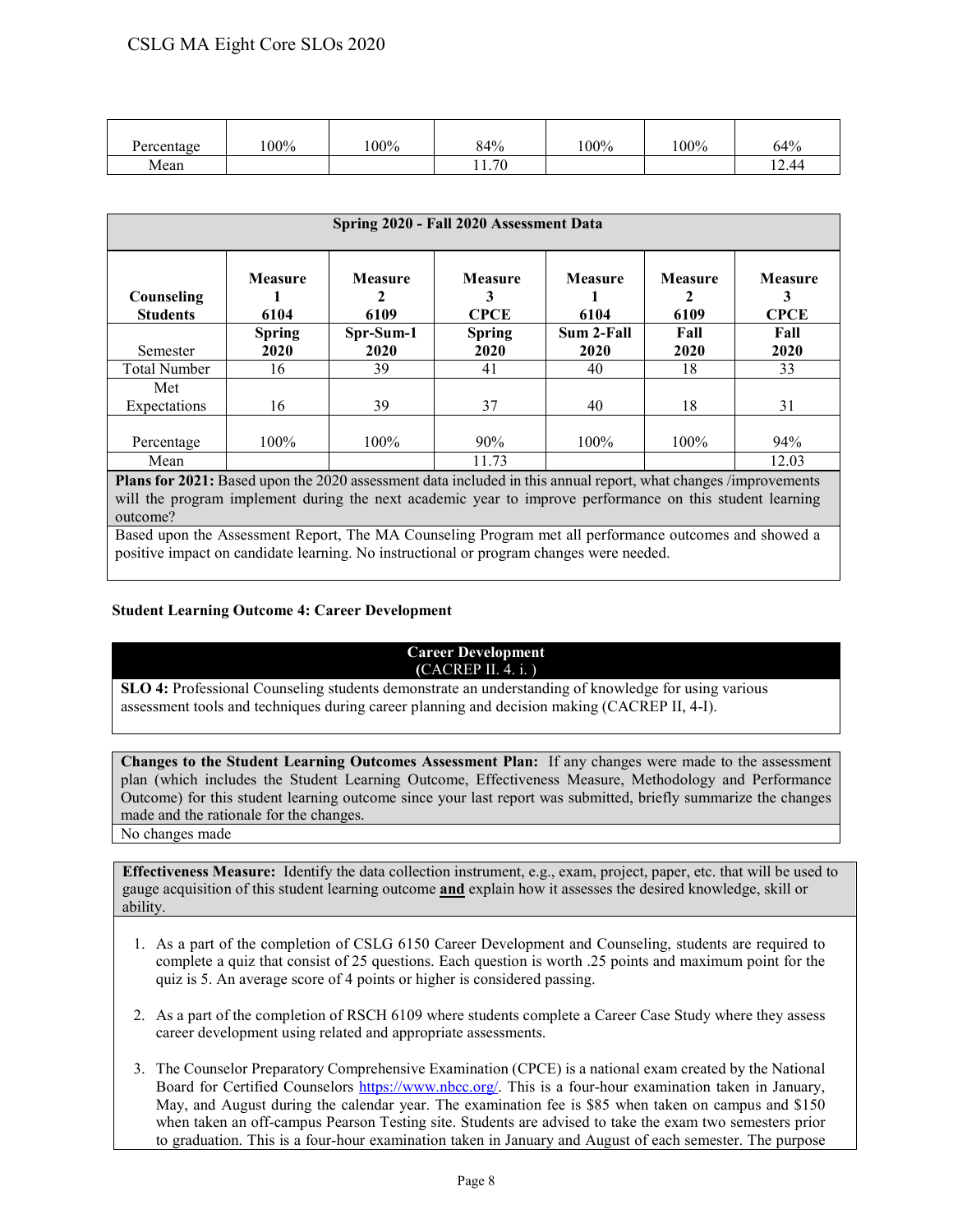| Percentage | 100% | 100% | 84% | 100% | 100% | 64% |
|---|---|---|---|---|---|---|
| Mean | | | 11.70 | | | 12.44 |

| Spring 2020 - Fall 2020 Assessment Data | | | | | | |
|---|---|---|---|---|---|---|
| **Counseling Students** | **Measure 1 6104** | **Measure 2 6109** | **Measure 3 CPCE** | **Measure 1 6104** | **Measure 2 6109** | **Measure 3 CPCE** |
| Semester | **Spring 2020** | **Spr-Sum-1 2020** | **Spring 2020** | **Sum 2-Fall 2020** | **Fall 2020** | **Fall 2020** |
| Total Number | 16 | 39 | 41 | 40 | 18 | 33 |
| Met Expectations | 16 | 39 | 37 | 40 | 18 | 31 |
| Percentage | 100% | 100% | 90% | 100% | 100% | 94% |
| Mean | | | 11.73 | | | 12.03 |

**Plans for 2021:** Based upon the 2020 assessment data included in this annual report, what changes /improvements will the program implement during the next academic year to improve performance on this student learning outcome?

Based upon the Assessment Report, The MA Counseling Program met all performance outcomes and showed a positive impact on candidate learning. No instructional or program changes were needed.

**Student Learning Outcome 4: Career Development**

**Career Development**
**(**CACREP II. 4. i. )

**SLO 4:** Professional Counseling students demonstrate an understanding of knowledge for using various assessment tools and techniques during career planning and decision making (CACREP II, 4-I).

**Changes to the Student Learning Outcomes Assessment Plan:** If any changes were made to the assessment plan (which includes the Student Learning Outcome, Effectiveness Measure, Methodology and Performance Outcome) for this student learning outcome since your last report was submitted, briefly summarize the changes made and the rationale for the changes.

No changes made

**Effectiveness Measure:** Identify the data collection instrument, e.g., exam, project, paper, etc. that will be used to gauge acquisition of this student learning outcome **and** explain how it assesses the desired knowledge, skill or ability.

1. As a part of the completion of CSLG 6150 Career Development and Counseling, students are required to complete a quiz that consist of 25 questions. Each question is worth .25 points and maximum point for the quiz is 5. An average score of 4 points or higher is considered passing.

2. As a part of the completion of RSCH 6109 where students complete a Career Case Study where they assess career development using related and appropriate assessments.

3. The Counselor Preparatory Comprehensive Examination (CPCE) is a national exam created by the National Board for Certified Counselors https://www.nbcc.org/. This is a four-hour examination taken in January, May, and August during the calendar year. The examination fee is $85 when taken on campus and $150 when taken an off-campus Pearson Testing site. Students are advised to take the exam two semesters prior to graduation. This is a four-hour examination taken in January and August of each semester. The purpose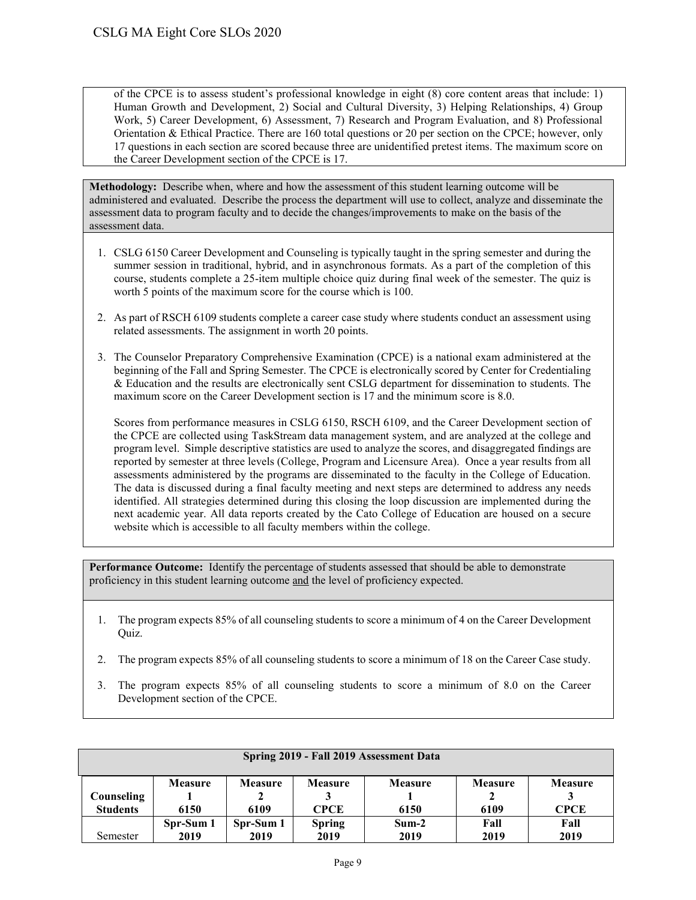of the CPCE is to assess student's professional knowledge in eight (8) core content areas that include: 1) Human Growth and Development, 2) Social and Cultural Diversity, 3) Helping Relationships, 4) Group Work, 5) Career Development, 6) Assessment, 7) Research and Program Evaluation, and 8) Professional Orientation & Ethical Practice. There are 160 total questions or 20 per section on the CPCE; however, only 17 questions in each section are scored because three are unidentified pretest items. The maximum score on the Career Development section of the CPCE is 17.

**Methodology:** Describe when, where and how the assessment of this student learning outcome will be administered and evaluated. Describe the process the department will use to collect, analyze and disseminate the assessment data to program faculty and to decide the changes/improvements to make on the basis of the assessment data.

1. CSLG 6150 Career Development and Counseling is typically taught in the spring semester and during the summer session in traditional, hybrid, and in asynchronous formats. As a part of the completion of this course, students complete a 25-item multiple choice quiz during final week of the semester. The quiz is worth 5 points of the maximum score for the course which is 100.

2. As part of RSCH 6109 students complete a career case study where students conduct an assessment using related assessments. The assignment in worth 20 points.

3. The Counselor Preparatory Comprehensive Examination (CPCE) is a national exam administered at the beginning of the Fall and Spring Semester. The CPCE is electronically scored by Center for Credentialing & Education and the results are electronically sent CSLG department for dissemination to students. The maximum score on the Career Development section is 17 and the minimum score is 8.0.

   Scores from performance measures in CSLG 6150, RSCH 6109, and the Career Development section of the CPCE are collected using TaskStream data management system, and are analyzed at the college and program level. Simple descriptive statistics are used to analyze the scores, and disaggregated findings are reported by semester at three levels (College, Program and Licensure Area). Once a year results from all assessments administered by the programs are disseminated to the faculty in the College of Education. The data is discussed during a final faculty meeting and next steps are determined to address any needs identified. All strategies determined during this closing the loop discussion are implemented during the next academic year. All data reports created by the Cato College of Education are housed on a secure website which is accessible to all faculty members within the college.

**Performance Outcome:** Identify the percentage of students assessed that should be able to demonstrate proficiency in this student learning outcome and the level of proficiency expected.

1. The program expects 85% of all counseling students to score a minimum of 4 on the Career Development Quiz.

2. The program expects 85% of all counseling students to score a minimum of 18 on the Career Case study.

3. The program expects 85% of all counseling students to score a minimum of 8.0 on the Career Development section of the CPCE.

| Spring 2019 - Fall 2019 Assessment Data | | | | | | |
|---|---|---|---|---|---|---|
| **Counseling Students** | **Measure 1 6150** | **Measure 2 6109** | **Measure 3 CPCE** | **Measure 1 6150** | **Measure 2 6109** | **Measure 3 CPCE** |
| Semester | **Spr-Sum 1 2019** | **Spr-Sum 1 2019** | **Spring 2019** | **Sum-2 2019** | **Fall 2019** | **Fall 2019** |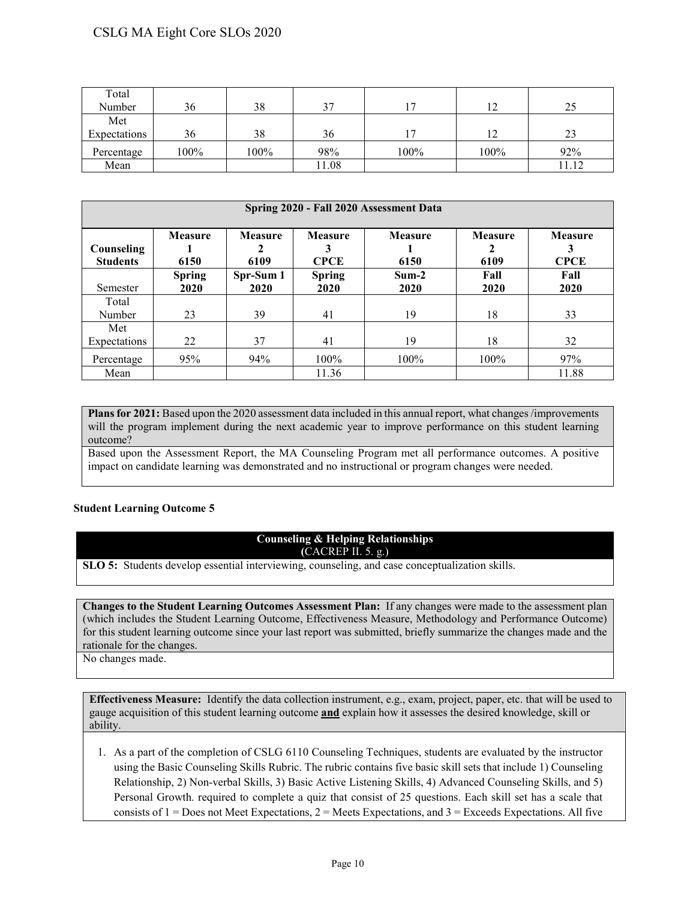| Total Number | 36 | 38 | 37 | 17 | 12 | 25 |
|---|---|---|---|---|---|---|
| Met Expectations | 36 | 38 | 36 | 17 | 12 | 23 |
| Percentage | 100% | 100% | 98% | 100% | 100% | 92% |
| Mean | | | 11.08 | | | 11.12 |

| Spring 2020 - Fall 2020 Assessment Data | | | | | | |
|---|---|---|---|---|---|---|
| **Counseling Students** | **Measure 1 6150** | **Measure 2 6109** | **Measure 3 CPCE** | **Measure 1 6150** | **Measure 2 6109** | **Measure 3 CPCE** |
| Semester | **Spring 2020** | **Spr-Sum 1 2020** | **Spring 2020** | **Sum-2 2020** | **Fall 2020** | **Fall 2020** |
| Total Number | 23 | 39 | 41 | 19 | 18 | 33 |
| Met Expectations | 22 | 37 | 41 | 19 | 18 | 32 |
| Percentage | 95% | 94% | 100% | 100% | 100% | 97% |
| Mean | | | 11.36 | | | 11.88 |

**Plans for 2021:** Based upon the 2020 assessment data included in this annual report, what changes /improvements will the program implement during the next academic year to improve performance on this student learning outcome?

Based upon the Assessment Report, the MA Counseling Program met all performance outcomes. A positive impact on candidate learning was demonstrated and no instructional or program changes were needed.

### Student Learning Outcome 5

**Counseling & Helping Relationships**
**(**CACREP II. 5. g.)

**SLO 5:** Students develop essential interviewing, counseling, and case conceptualization skills.

**Changes to the Student Learning Outcomes Assessment Plan:** If any changes were made to the assessment plan (which includes the Student Learning Outcome, Effectiveness Measure, Methodology and Performance Outcome) for this student learning outcome since your last report was submitted, briefly summarize the changes made and the rationale for the changes.

No changes made.

**Effectiveness Measure:** Identify the data collection instrument, e.g., exam, project, paper, etc. that will be used to gauge acquisition of this student learning outcome **and** explain how it assesses the desired knowledge, skill or ability.

1. As a part of the completion of CSLG 6110 Counseling Techniques, students are evaluated by the instructor using the Basic Counseling Skills Rubric. The rubric contains five basic skill sets that include 1) Counseling Relationship, 2) Non-verbal Skills, 3) Basic Active Listening Skills, 4) Advanced Counseling Skills, and 5) Personal Growth. required to complete a quiz that consist of 25 questions. Each skill set has a scale that consists of 1 = Does not Meet Expectations, 2 = Meets Expectations, and 3 = Exceeds Expectations. All five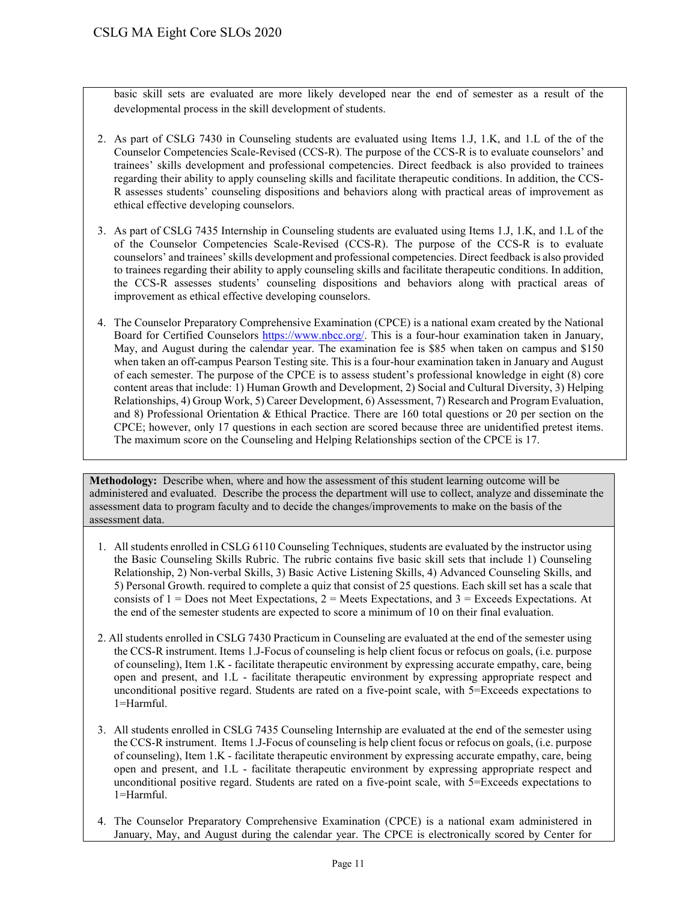basic skill sets are evaluated are more likely developed near the end of semester as a result of the developmental process in the skill development of students.

2. As part of CSLG 7430 in Counseling students are evaluated using Items 1.J, 1.K, and 1.L of the of the Counselor Competencies Scale-Revised (CCS-R). The purpose of the CCS-R is to evaluate counselors' and trainees' skills development and professional competencies. Direct feedback is also provided to trainees regarding their ability to apply counseling skills and facilitate therapeutic conditions. In addition, the CCS-R assesses students' counseling dispositions and behaviors along with practical areas of improvement as ethical effective developing counselors.

3. As part of CSLG 7435 Internship in Counseling students are evaluated using Items 1.J, 1.K, and 1.L of the of the Counselor Competencies Scale-Revised (CCS-R). The purpose of the CCS-R is to evaluate counselors' and trainees' skills development and professional competencies. Direct feedback is also provided to trainees regarding their ability to apply counseling skills and facilitate therapeutic conditions. In addition, the CCS-R assesses students' counseling dispositions and behaviors along with practical areas of improvement as ethical effective developing counselors.

4. The Counselor Preparatory Comprehensive Examination (CPCE) is a national exam created by the National Board for Certified Counselors https://www.nbcc.org/. This is a four-hour examination taken in January, May, and August during the calendar year. The examination fee is $85 when taken on campus and $150 when taken an off-campus Pearson Testing site. This is a four-hour examination taken in January and August of each semester. The purpose of the CPCE is to assess student's professional knowledge in eight (8) core content areas that include: 1) Human Growth and Development, 2) Social and Cultural Diversity, 3) Helping Relationships, 4) Group Work, 5) Career Development, 6) Assessment, 7) Research and Program Evaluation, and 8) Professional Orientation & Ethical Practice. There are 160 total questions or 20 per section on the CPCE; however, only 17 questions in each section are scored because three are unidentified pretest items. The maximum score on the Counseling and Helping Relationships section of the CPCE is 17.

**Methodology:** Describe when, where and how the assessment of this student learning outcome will be administered and evaluated. Describe the process the department will use to collect, analyze and disseminate the assessment data to program faculty and to decide the changes/improvements to make on the basis of the assessment data.

1. All students enrolled in CSLG 6110 Counseling Techniques, students are evaluated by the instructor using the Basic Counseling Skills Rubric. The rubric contains five basic skill sets that include 1) Counseling Relationship, 2) Non-verbal Skills, 3) Basic Active Listening Skills, 4) Advanced Counseling Skills, and 5) Personal Growth. required to complete a quiz that consist of 25 questions. Each skill set has a scale that consists of 1 = Does not Meet Expectations, 2 = Meets Expectations, and 3 = Exceeds Expectations. At the end of the semester students are expected to score a minimum of 10 on their final evaluation.

2. All students enrolled in CSLG 7430 Practicum in Counseling are evaluated at the end of the semester using the CCS-R instrument. Items 1.J-Focus of counseling is help client focus or refocus on goals, (i.e. purpose of counseling), Item 1.K - facilitate therapeutic environment by expressing accurate empathy, care, being open and present, and 1.L - facilitate therapeutic environment by expressing appropriate respect and unconditional positive regard. Students are rated on a five-point scale, with 5=Exceeds expectations to 1=Harmful.

3. All students enrolled in CSLG 7435 Counseling Internship are evaluated at the end of the semester using the CCS-R instrument. Items 1.J-Focus of counseling is help client focus or refocus on goals, (i.e. purpose of counseling), Item 1.K - facilitate therapeutic environment by expressing accurate empathy, care, being open and present, and 1.L - facilitate therapeutic environment by expressing appropriate respect and unconditional positive regard. Students are rated on a five-point scale, with 5=Exceeds expectations to 1=Harmful.

4. The Counselor Preparatory Comprehensive Examination (CPCE) is a national exam administered in January, May, and August during the calendar year. The CPCE is electronically scored by Center for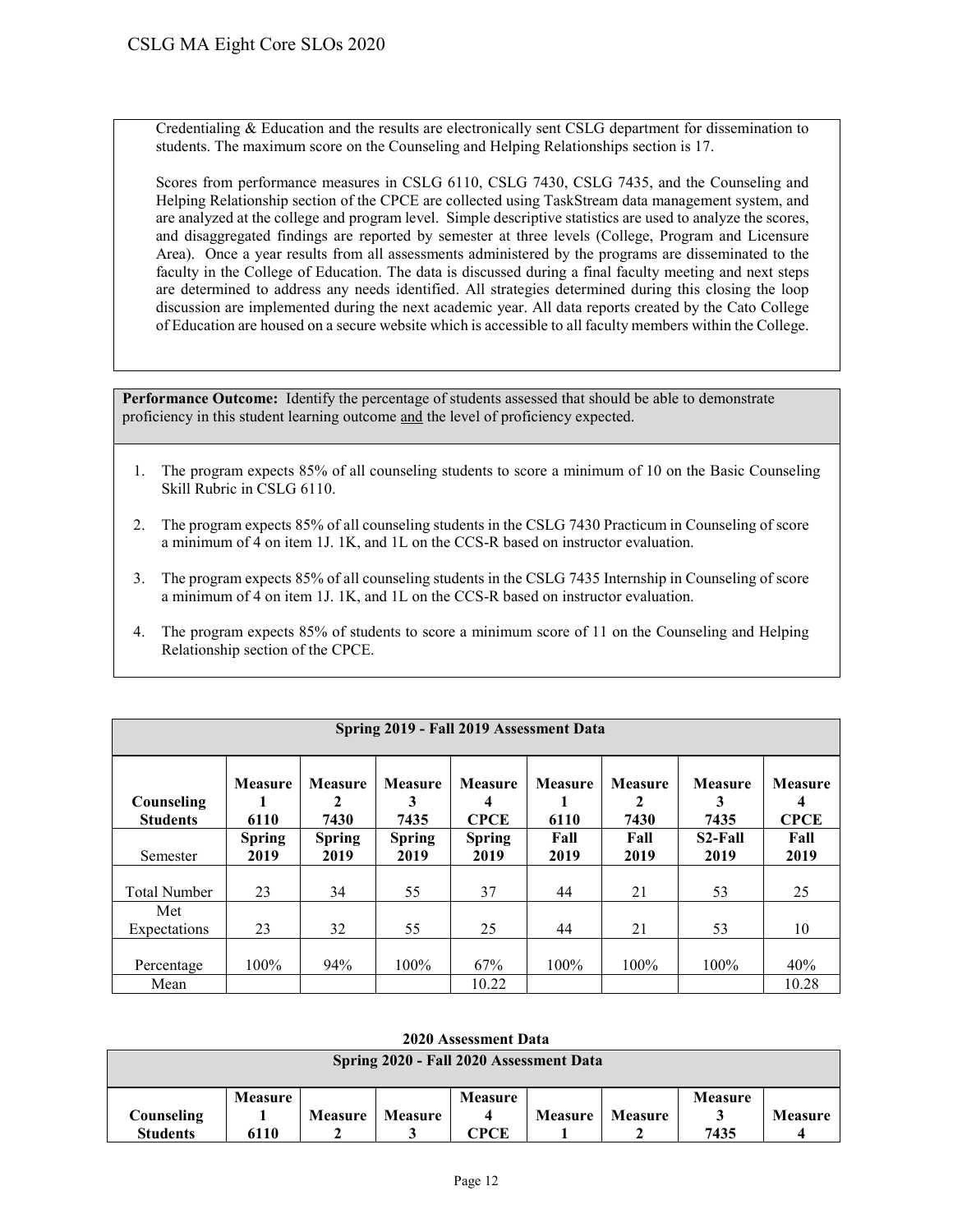Credentialing & Education and the results are electronically sent CSLG department for dissemination to students. The maximum score on the Counseling and Helping Relationships section is 17.

Scores from performance measures in CSLG 6110, CSLG 7430, CSLG 7435, and the Counseling and Helping Relationship section of the CPCE are collected using TaskStream data management system, and are analyzed at the college and program level. Simple descriptive statistics are used to analyze the scores, and disaggregated findings are reported by semester at three levels (College, Program and Licensure Area). Once a year results from all assessments administered by the programs are disseminated to the faculty in the College of Education. The data is discussed during a final faculty meeting and next steps are determined to address any needs identified. All strategies determined during this closing the loop discussion are implemented during the next academic year. All data reports created by the Cato College of Education are housed on a secure website which is accessible to all faculty members within the College.

**Performance Outcome:** Identify the percentage of students assessed that should be able to demonstrate proficiency in this student learning outcome and the level of proficiency expected.

1. The program expects 85% of all counseling students to score a minimum of 10 on the Basic Counseling Skill Rubric in CSLG 6110.
2. The program expects 85% of all counseling students in the CSLG 7430 Practicum in Counseling of score a minimum of 4 on item 1J. 1K, and 1L on the CCS-R based on instructor evaluation.
3. The program expects 85% of all counseling students in the CSLG 7435 Internship in Counseling of score a minimum of 4 on item 1J. 1K, and 1L on the CCS-R based on instructor evaluation.
4. The program expects 85% of students to score a minimum score of 11 on the Counseling and Helping Relationship section of the CPCE.

| Spring 2019 - Fall 2019 Assessment Data | | | | | | | | |
|---|---|---|---|---|---|---|---|---|
| Counseling Students | Measure 1 6110 | Measure 2 7430 | Measure 3 7435 | Measure 4 CPCE | Measure 1 6110 | Measure 2 7430 | Measure 3 7435 | Measure 4 CPCE |
| Semester | Spring 2019 | Spring 2019 | Spring 2019 | Spring 2019 | Fall 2019 | Fall 2019 | S2-Fall 2019 | Fall 2019 |
| Total Number | 23 | 34 | 55 | 37 | 44 | 21 | 53 | 25 |
| Met Expectations | 23 | 32 | 55 | 25 | 44 | 21 | 53 | 10 |
| Percentage | 100% | 94% | 100% | 67% | 100% | 100% | 100% | 40% |
| Mean | | | | 10.22 | | | | 10.28 |

**2020 Assessment Data**

| Spring 2020 - Fall 2020 Assessment Data | | | | | | | | |
|---|---|---|---|---|---|---|---|---|
| Counseling Students | Measure 1 6110 | Measure 2 | Measure 3 | Measure 4 CPCE | Measure 1 | Measure 2 | Measure 3 7435 | Measure 4 |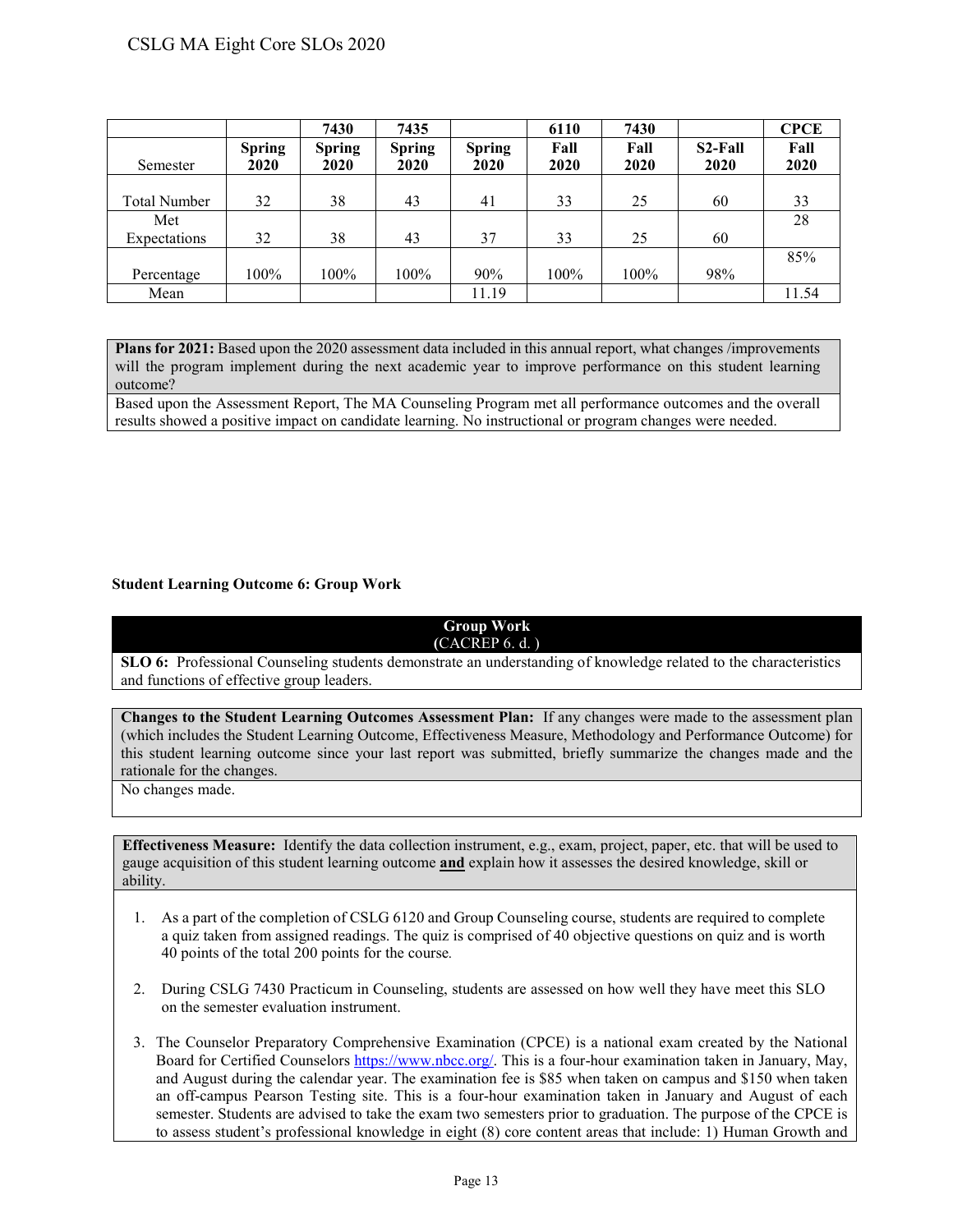| | | 7430 | 7435 | | 6110 | 7430 | | CPCE |
|---|---|---|---|---|---|---|---|---|
| Semester | Spring 2020 | Spring 2020 | Spring 2020 | Spring 2020 | Fall 2020 | Fall 2020 | S2-Fall 2020 | Fall 2020 |
| Total Number | 32 | 38 | 43 | 41 | 33 | 25 | 60 | 33 |
| Met Expectations | 32 | 38 | 43 | 37 | 33 | 25 | 60 | 28 |
| Percentage | 100% | 100% | 100% | 90% | 100% | 100% | 98% | 85% |
| Mean | | | | 11.19 | | | | 11.54 |

**Plans for 2021:** Based upon the 2020 assessment data included in this annual report, what changes /improvements will the program implement during the next academic year to improve performance on this student learning outcome?

Based upon the Assessment Report, The MA Counseling Program met all performance outcomes and the overall results showed a positive impact on candidate learning. No instructional or program changes were needed.

**Student Learning Outcome 6: Group Work**

**Group Work**
(CACREP 6. d. )

**SLO 6:** Professional Counseling students demonstrate an understanding of knowledge related to the characteristics and functions of effective group leaders.

**Changes to the Student Learning Outcomes Assessment Plan:** If any changes were made to the assessment plan (which includes the Student Learning Outcome, Effectiveness Measure, Methodology and Performance Outcome) for this student learning outcome since your last report was submitted, briefly summarize the changes made and the rationale for the changes.

No changes made.

**Effectiveness Measure:** Identify the data collection instrument, e.g., exam, project, paper, etc. that will be used to gauge acquisition of this student learning outcome **and** explain how it assesses the desired knowledge, skill or ability.

1. As a part of the completion of CSLG 6120 and Group Counseling course, students are required to complete a quiz taken from assigned readings. The quiz is comprised of 40 objective questions on quiz and is worth 40 points of the total 200 points for the course.
2. During CSLG 7430 Practicum in Counseling, students are assessed on how well they have meet this SLO on the semester evaluation instrument.
3. The Counselor Preparatory Comprehensive Examination (CPCE) is a national exam created by the National Board for Certified Counselors https://www.nbcc.org/. This is a four-hour examination taken in January, May, and August during the calendar year. The examination fee is $85 when taken on campus and $150 when taken an off-campus Pearson Testing site. This is a four-hour examination taken in January and August of each semester. Students are advised to take the exam two semesters prior to graduation. The purpose of the CPCE is to assess student's professional knowledge in eight (8) core content areas that include: 1) Human Growth and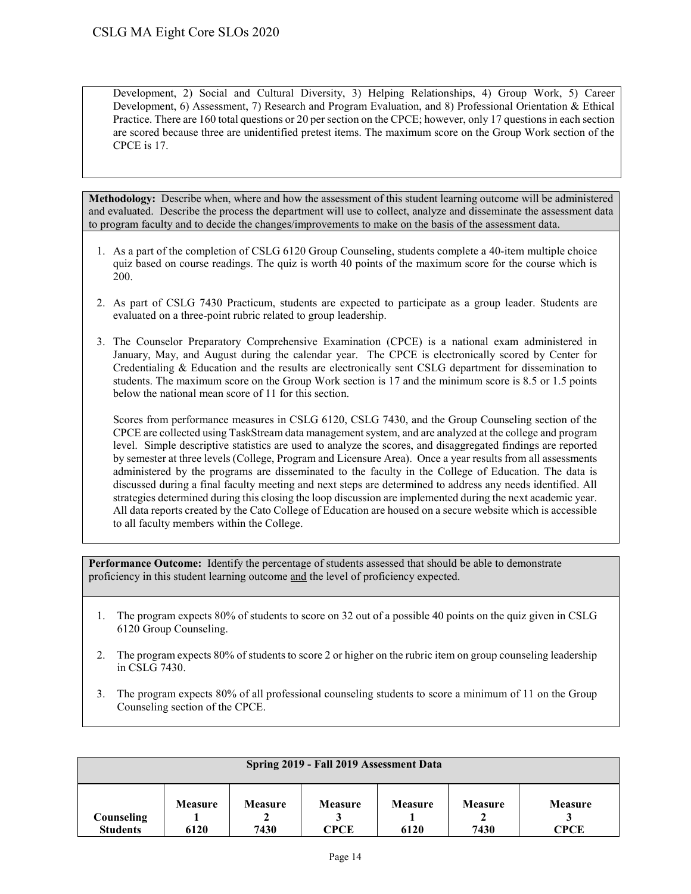Development, 2) Social and Cultural Diversity, 3) Helping Relationships, 4) Group Work, 5) Career Development, 6) Assessment, 7) Research and Program Evaluation, and 8) Professional Orientation & Ethical Practice. There are 160 total questions or 20 per section on the CPCE; however, only 17 questions in each section are scored because three are unidentified pretest items. The maximum score on the Group Work section of the CPCE is 17.

**Methodology:** Describe when, where and how the assessment of this student learning outcome will be administered and evaluated. Describe the process the department will use to collect, analyze and disseminate the assessment data to program faculty and to decide the changes/improvements to make on the basis of the assessment data.

1. As a part of the completion of CSLG 6120 Group Counseling, students complete a 40-item multiple choice quiz based on course readings. The quiz is worth 40 points of the maximum score for the course which is 200.

2. As part of CSLG 7430 Practicum, students are expected to participate as a group leader. Students are evaluated on a three-point rubric related to group leadership.

3. The Counselor Preparatory Comprehensive Examination (CPCE) is a national exam administered in January, May, and August during the calendar year. The CPCE is electronically scored by Center for Credentialing & Education and the results are electronically sent CSLG department for dissemination to students. The maximum score on the Group Work section is 17 and the minimum score is 8.5 or 1.5 points below the national mean score of 11 for this section.

   Scores from performance measures in CSLG 6120, CSLG 7430, and the Group Counseling section of the CPCE are collected using TaskStream data management system, and are analyzed at the college and program level. Simple descriptive statistics are used to analyze the scores, and disaggregated findings are reported by semester at three levels (College, Program and Licensure Area). Once a year results from all assessments administered by the programs are disseminated to the faculty in the College of Education. The data is discussed during a final faculty meeting and next steps are determined to address any needs identified. All strategies determined during this closing the loop discussion are implemented during the next academic year. All data reports created by the Cato College of Education are housed on a secure website which is accessible to all faculty members within the College.

**Performance Outcome:** Identify the percentage of students assessed that should be able to demonstrate proficiency in this student learning outcome and the level of proficiency expected.

1. The program expects 80% of students to score on 32 out of a possible 40 points on the quiz given in CSLG 6120 Group Counseling.

2. The program expects 80% of students to score 2 or higher on the rubric item on group counseling leadership in CSLG 7430.

3. The program expects 80% of all professional counseling students to score a minimum of 11 on the Group Counseling section of the CPCE.

| Spring 2019 - Fall 2019 Assessment Data | | | | | | |
|---|---|---|---|---|---|---|
| **Counseling Students** | **Measure 1 6120** | **Measure 2 7430** | **Measure 3 CPCE** | **Measure 1 6120** | **Measure 2 7430** | **Measure 3 CPCE** |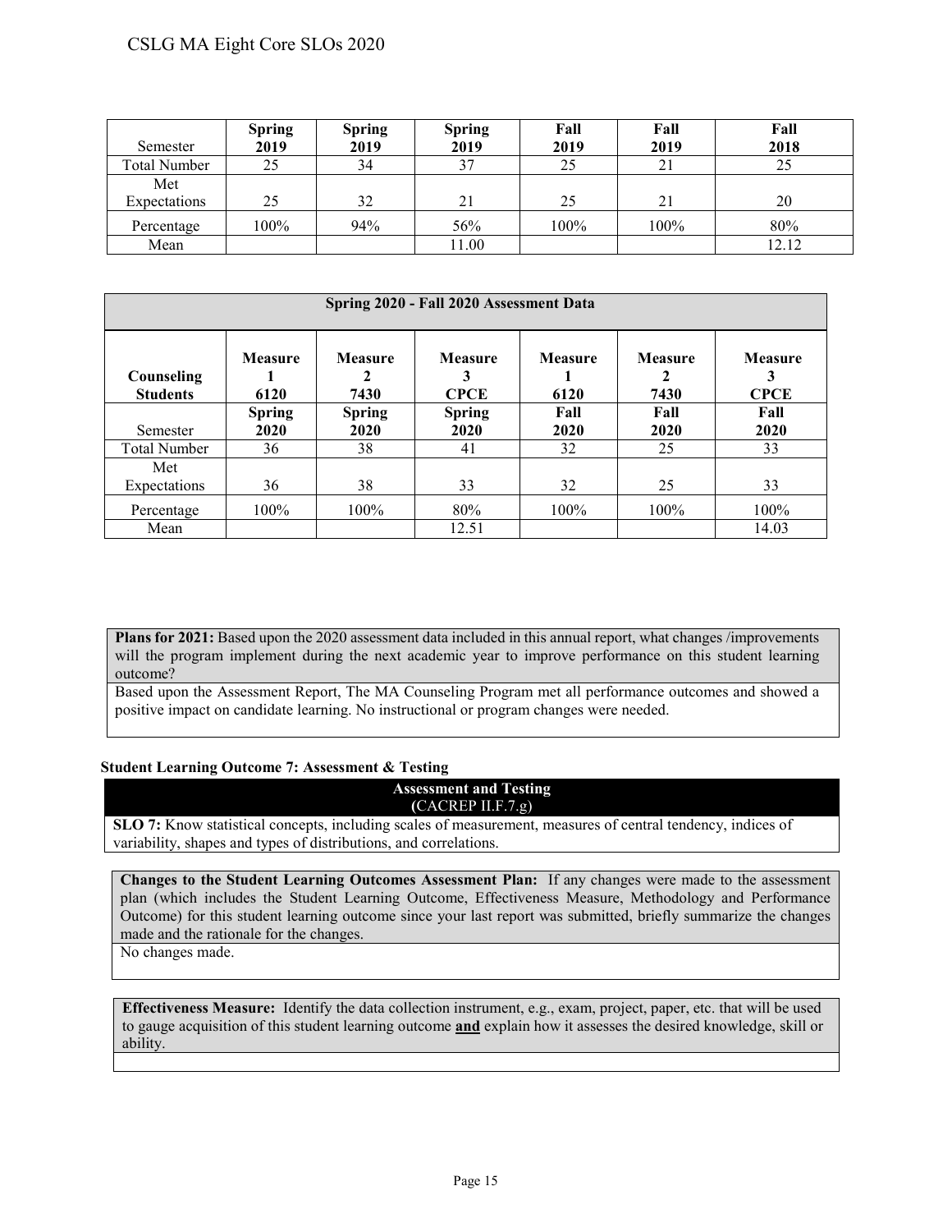| Semester | Spring 2019 | Spring 2019 | Spring 2019 | Fall 2019 | Fall 2019 | Fall 2018 |
|---|---|---|---|---|---|---|
| Total Number | 25 | 34 | 37 | 25 | 21 | 25 |
| Met Expectations | 25 | 32 | 21 | 25 | 21 | 20 |
| Percentage | 100% | 94% | 56% | 100% | 100% | 80% |
| Mean | | | 11.00 | | | 12.12 |

| Spring 2020 - Fall 2020 Assessment Data | | | | | | |
|---|---|---|---|---|---|---|
| **Counseling Students** | **Measure 1 6120** | **Measure 2 7430** | **Measure 3 CPCE** | **Measure 1 6120** | **Measure 2 7430** | **Measure 3 CPCE** |
| Semester | **Spring 2020** | **Spring 2020** | **Spring 2020** | **Fall 2020** | **Fall 2020** | **Fall 2020** |
| Total Number | 36 | 38 | 41 | 32 | 25 | 33 |
| Met Expectations | 36 | 38 | 33 | 32 | 25 | 33 |
| Percentage | 100% | 100% | 80% | 100% | 100% | 100% |
| Mean | | | 12.51 | | | 14.03 |

**Plans for 2021:** Based upon the 2020 assessment data included in this annual report, what changes /improvements will the program implement during the next academic year to improve performance on this student learning outcome?

Based upon the Assessment Report, The MA Counseling Program met all performance outcomes and showed a positive impact on candidate learning. No instructional or program changes were needed.

### Student Learning Outcome 7: Assessment & Testing

**Assessment and Testing**
(CACREP II.F.7.g)

**SLO 7:** Know statistical concepts, including scales of measurement, measures of central tendency, indices of variability, shapes and types of distributions, and correlations.

**Changes to the Student Learning Outcomes Assessment Plan:** If any changes were made to the assessment plan (which includes the Student Learning Outcome, Effectiveness Measure, Methodology and Performance Outcome) for this student learning outcome since your last report was submitted, briefly summarize the changes made and the rationale for the changes.

No changes made.

**Effectiveness Measure:** Identify the data collection instrument, e.g., exam, project, paper, etc. that will be used to gauge acquisition of this student learning outcome **and** explain how it assesses the desired knowledge, skill or ability.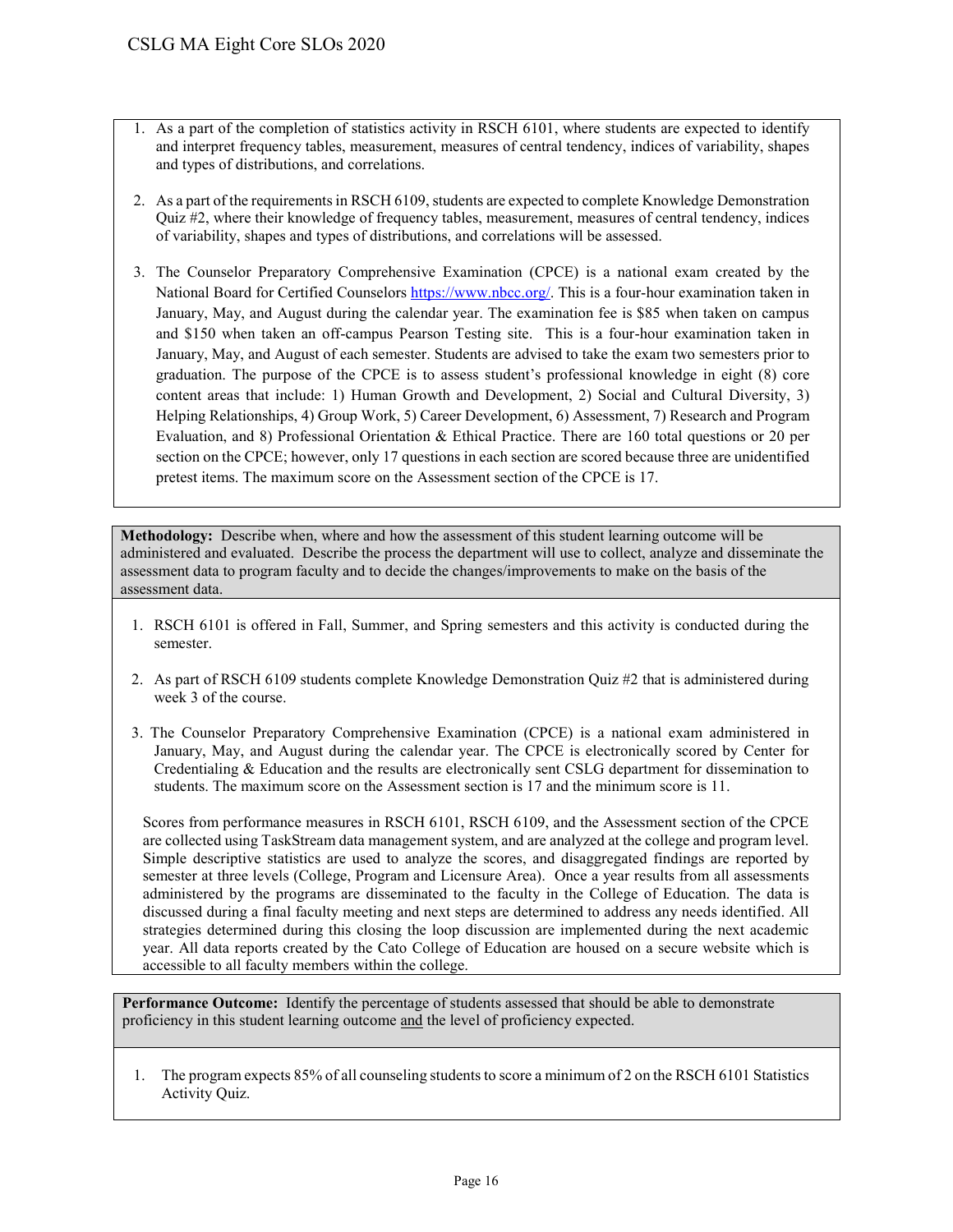1. As a part of the completion of statistics activity in RSCH 6101, where students are expected to identify and interpret frequency tables, measurement, measures of central tendency, indices of variability, shapes and types of distributions, and correlations.

2. As a part of the requirements in RSCH 6109, students are expected to complete Knowledge Demonstration Quiz #2, where their knowledge of frequency tables, measurement, measures of central tendency, indices of variability, shapes and types of distributions, and correlations will be assessed.

3. The Counselor Preparatory Comprehensive Examination (CPCE) is a national exam created by the National Board for Certified Counselors https://www.nbcc.org/. This is a four-hour examination taken in January, May, and August during the calendar year. The examination fee is $85 when taken on campus and $150 when taken an off-campus Pearson Testing site. This is a four-hour examination taken in January, May, and August of each semester. Students are advised to take the exam two semesters prior to graduation. The purpose of the CPCE is to assess student's professional knowledge in eight (8) core content areas that include: 1) Human Growth and Development, 2) Social and Cultural Diversity, 3) Helping Relationships, 4) Group Work, 5) Career Development, 6) Assessment, 7) Research and Program Evaluation, and 8) Professional Orientation & Ethical Practice. There are 160 total questions or 20 per section on the CPCE; however, only 17 questions in each section are scored because three are unidentified pretest items. The maximum score on the Assessment section of the CPCE is 17.

**Methodology:** Describe when, where and how the assessment of this student learning outcome will be administered and evaluated. Describe the process the department will use to collect, analyze and disseminate the assessment data to program faculty and to decide the changes/improvements to make on the basis of the assessment data.

1. RSCH 6101 is offered in Fall, Summer, and Spring semesters and this activity is conducted during the semester.

2. As part of RSCH 6109 students complete Knowledge Demonstration Quiz #2 that is administered during week 3 of the course.

3. The Counselor Preparatory Comprehensive Examination (CPCE) is a national exam administered in January, May, and August during the calendar year. The CPCE is electronically scored by Center for Credentialing & Education and the results are electronically sent CSLG department for dissemination to students. The maximum score on the Assessment section is 17 and the minimum score is 11.

Scores from performance measures in RSCH 6101, RSCH 6109, and the Assessment section of the CPCE are collected using TaskStream data management system, and are analyzed at the college and program level. Simple descriptive statistics are used to analyze the scores, and disaggregated findings are reported by semester at three levels (College, Program and Licensure Area). Once a year results from all assessments administered by the programs are disseminated to the faculty in the College of Education. The data is discussed during a final faculty meeting and next steps are determined to address any needs identified. All strategies determined during this closing the loop discussion are implemented during the next academic year. All data reports created by the Cato College of Education are housed on a secure website which is accessible to all faculty members within the college.

**Performance Outcome:** Identify the percentage of students assessed that should be able to demonstrate proficiency in this student learning outcome and the level of proficiency expected.

1. The program expects 85% of all counseling students to score a minimum of 2 on the RSCH 6101 Statistics Activity Quiz.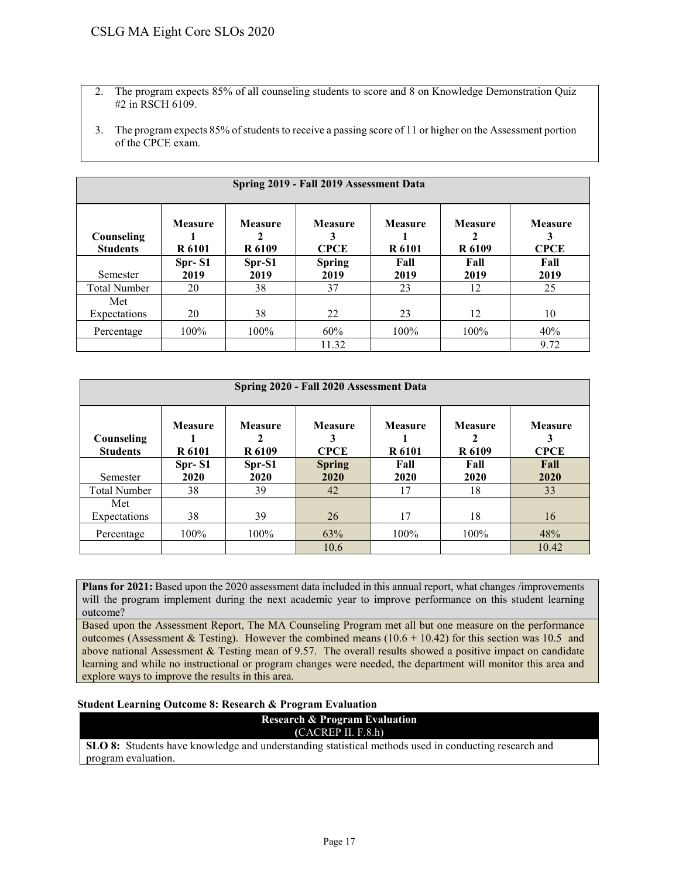2. The program expects 85% of all counseling students to score and 8 on Knowledge Demonstration Quiz #2 in RSCH 6109.

3. The program expects 85% of students to receive a passing score of 11 or higher on the Assessment portion of the CPCE exam.

| Spring 2019 - Fall 2019 Assessment Data | | | | | | |
|---|---|---|---|---|---|---|
| **Counseling Students** | **Measure 1 R 6101** | **Measure 2 R 6109** | **Measure 3 CPCE** | **Measure 1 R 6101** | **Measure 2 R 6109** | **Measure 3 CPCE** |
| Semester | **Spr- S1 2019** | **Spr-S1 2019** | **Spring 2019** | **Fall 2019** | **Fall 2019** | **Fall 2019** |
| Total Number | 20 | 38 | 37 | 23 | 12 | 25 |
| Met Expectations | 20 | 38 | 22 | 23 | 12 | 10 |
| Percentage | 100% | 100% | 60% | 100% | 100% | 40% |
| | | | 11.32 | | | 9.72 |

| Spring 2020 - Fall 2020 Assessment Data | | | | | | |
|---|---|---|---|---|---|---|
| **Counseling Students** | **Measure 1 R 6101** | **Measure 2 R 6109** | **Measure 3 CPCE** | **Measure 1 R 6101** | **Measure 2 R 6109** | **Measure 3 CPCE** |
| Semester | **Spr- S1 2020** | **Spr-S1 2020** | **Spring 2020** | **Fall 2020** | **Fall 2020** | **Fall 2020** |
| Total Number | 38 | 39 | 42 | 17 | 18 | 33 |
| Met Expectations | 38 | 39 | 26 | 17 | 18 | 16 |
| Percentage | 100% | 100% | 63% | 100% | 100% | 48% |
| | | | 10.6 | | | 10.42 |

**Plans for 2021:** Based upon the 2020 assessment data included in this annual report, what changes /improvements will the program implement during the next academic year to improve performance on this student learning outcome?

Based upon the Assessment Report, The MA Counseling Program met all but one measure on the performance outcomes (Assessment & Testing). However the combined means (10.6 + 10.42) for this section was 10.5 and above national Assessment & Testing mean of 9.57. The overall results showed a positive impact on candidate learning and while no instructional or program changes were needed, the department will monitor this area and explore ways to improve the results in this area.

**Student Learning Outcome 8: Research & Program Evaluation**

**Research & Program Evaluation**
(CACREP II. F.8.h)

**SLO 8:** Students have knowledge and understanding statistical methods used in conducting research and program evaluation.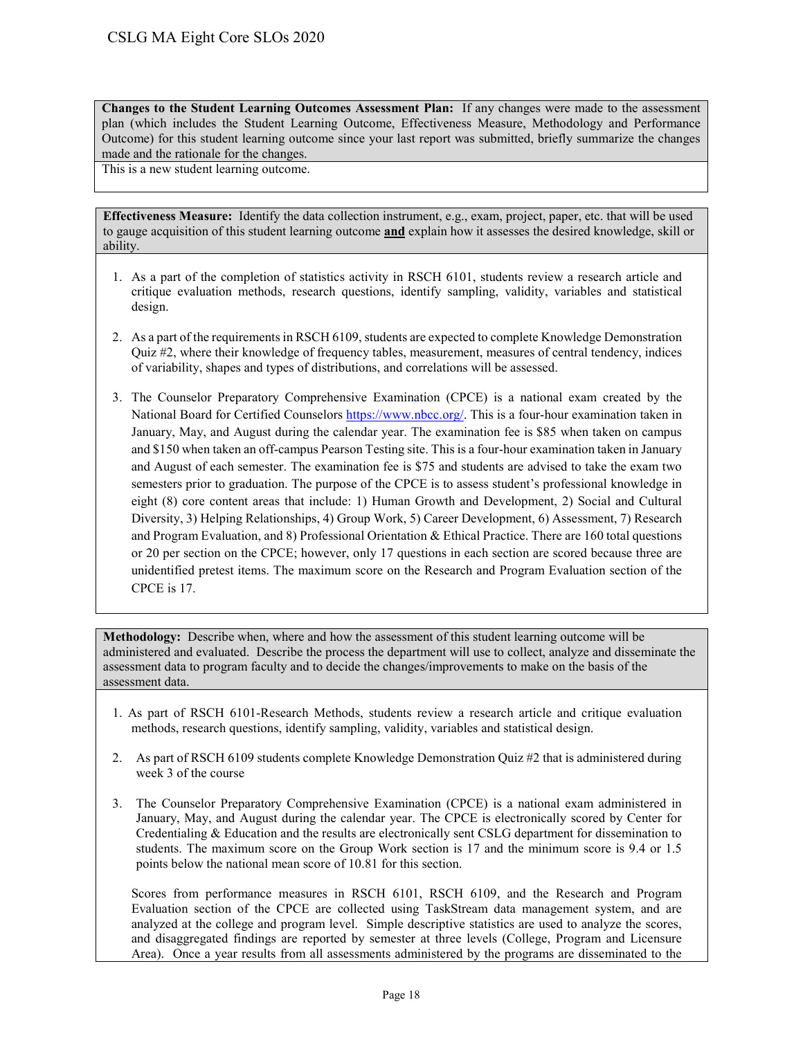**Changes to the Student Learning Outcomes Assessment Plan:** If any changes were made to the assessment plan (which includes the Student Learning Outcome, Effectiveness Measure, Methodology and Performance Outcome) for this student learning outcome since your last report was submitted, briefly summarize the changes made and the rationale for the changes.

This is a new student learning outcome.

**Effectiveness Measure:** Identify the data collection instrument, e.g., exam, project, paper, etc. that will be used to gauge acquisition of this student learning outcome **and** explain how it assesses the desired knowledge, skill or ability.

1. As a part of the completion of statistics activity in RSCH 6101, students review a research article and critique evaluation methods, research questions, identify sampling, validity, variables and statistical design.
2. As a part of the requirements in RSCH 6109, students are expected to complete Knowledge Demonstration Quiz #2, where their knowledge of frequency tables, measurement, measures of central tendency, indices of variability, shapes and types of distributions, and correlations will be assessed.
3. The Counselor Preparatory Comprehensive Examination (CPCE) is a national exam created by the National Board for Certified Counselors https://www.nbcc.org/. This is a four-hour examination taken in January, May, and August during the calendar year. The examination fee is $85 when taken on campus and $150 when taken an off-campus Pearson Testing site. This is a four-hour examination taken in January and August of each semester. The examination fee is $75 and students are advised to take the exam two semesters prior to graduation. The purpose of the CPCE is to assess student's professional knowledge in eight (8) core content areas that include: 1) Human Growth and Development, 2) Social and Cultural Diversity, 3) Helping Relationships, 4) Group Work, 5) Career Development, 6) Assessment, 7) Research and Program Evaluation, and 8) Professional Orientation & Ethical Practice. There are 160 total questions or 20 per section on the CPCE; however, only 17 questions in each section are scored because three are unidentified pretest items. The maximum score on the Research and Program Evaluation section of the CPCE is 17.

**Methodology:** Describe when, where and how the assessment of this student learning outcome will be administered and evaluated. Describe the process the department will use to collect, analyze and disseminate the assessment data to program faculty and to decide the changes/improvements to make on the basis of the assessment data.

1. As part of RSCH 6101-Research Methods, students review a research article and critique evaluation methods, research questions, identify sampling, validity, variables and statistical design.
2. As part of RSCH 6109 students complete Knowledge Demonstration Quiz #2 that is administered during week 3 of the course
3. The Counselor Preparatory Comprehensive Examination (CPCE) is a national exam administered in January, May, and August during the calendar year. The CPCE is electronically scored by Center for Credentialing & Education and the results are electronically sent CSLG department for dissemination to students. The maximum score on the Group Work section is 17 and the minimum score is 9.4 or 1.5 points below the national mean score of 10.81 for this section.

Scores from performance measures in RSCH 6101, RSCH 6109, and the Research and Program Evaluation section of the CPCE are collected using TaskStream data management system, and are analyzed at the college and program level. Simple descriptive statistics are used to analyze the scores, and disaggregated findings are reported by semester at three levels (College, Program and Licensure Area). Once a year results from all assessments administered by the programs are disseminated to the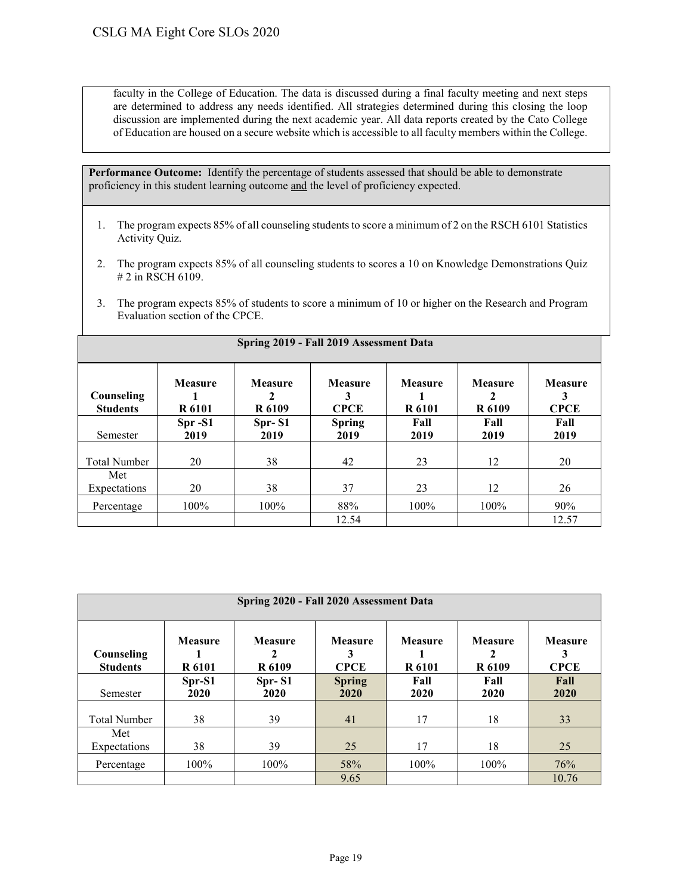faculty in the College of Education. The data is discussed during a final faculty meeting and next steps are determined to address any needs identified. All strategies determined during this closing the loop discussion are implemented during the next academic year. All data reports created by the Cato College of Education are housed on a secure website which is accessible to all faculty members within the College.

**Performance Outcome:** Identify the percentage of students assessed that should be able to demonstrate proficiency in this student learning outcome and the level of proficiency expected.

1. The program expects 85% of all counseling students to score a minimum of 2 on the RSCH 6101 Statistics Activity Quiz.
2. The program expects 85% of all counseling students to scores a 10 on Knowledge Demonstrations Quiz # 2 in RSCH 6109.
3. The program expects 85% of students to score a minimum of 10 or higher on the Research and Program Evaluation section of the CPCE.

**Spring 2019 - Fall 2019 Assessment Data**

| Counseling Students | Measure 1 R 6101 | Measure 2 R 6109 | Measure 3 CPCE | Measure 1 R 6101 | Measure 2 R 6109 | Measure 3 CPCE |
|---|---|---|---|---|---|---|
| Semester | Spr -S1 2019 | Spr- S1 2019 | Spring 2019 | Fall 2019 | Fall 2019 | Fall 2019 |
| Total Number | 20 | 38 | 42 | 23 | 12 | 20 |
| Met Expectations | 20 | 38 | 37 | 23 | 12 | 26 |
| Percentage | 100% | 100% | 88% | 100% | 100% | 90% |
| | | | 12.54 | | | 12.57 |

**Spring 2020 - Fall 2020 Assessment Data**

| Counseling Students | Measure 1 R 6101 | Measure 2 R 6109 | Measure 3 CPCE | Measure 1 R 6101 | Measure 2 R 6109 | Measure 3 CPCE |
|---|---|---|---|---|---|---|
| Semester | Spr-S1 2020 | Spr- S1 2020 | Spring 2020 | Fall 2020 | Fall 2020 | Fall 2020 |
| Total Number | 38 | 39 | 41 | 17 | 18 | 33 |
| Met Expectations | 38 | 39 | 25 | 17 | 18 | 25 |
| Percentage | 100% | 100% | 58% | 100% | 100% | 76% |
| | | | 9.65 | | | 10.76 |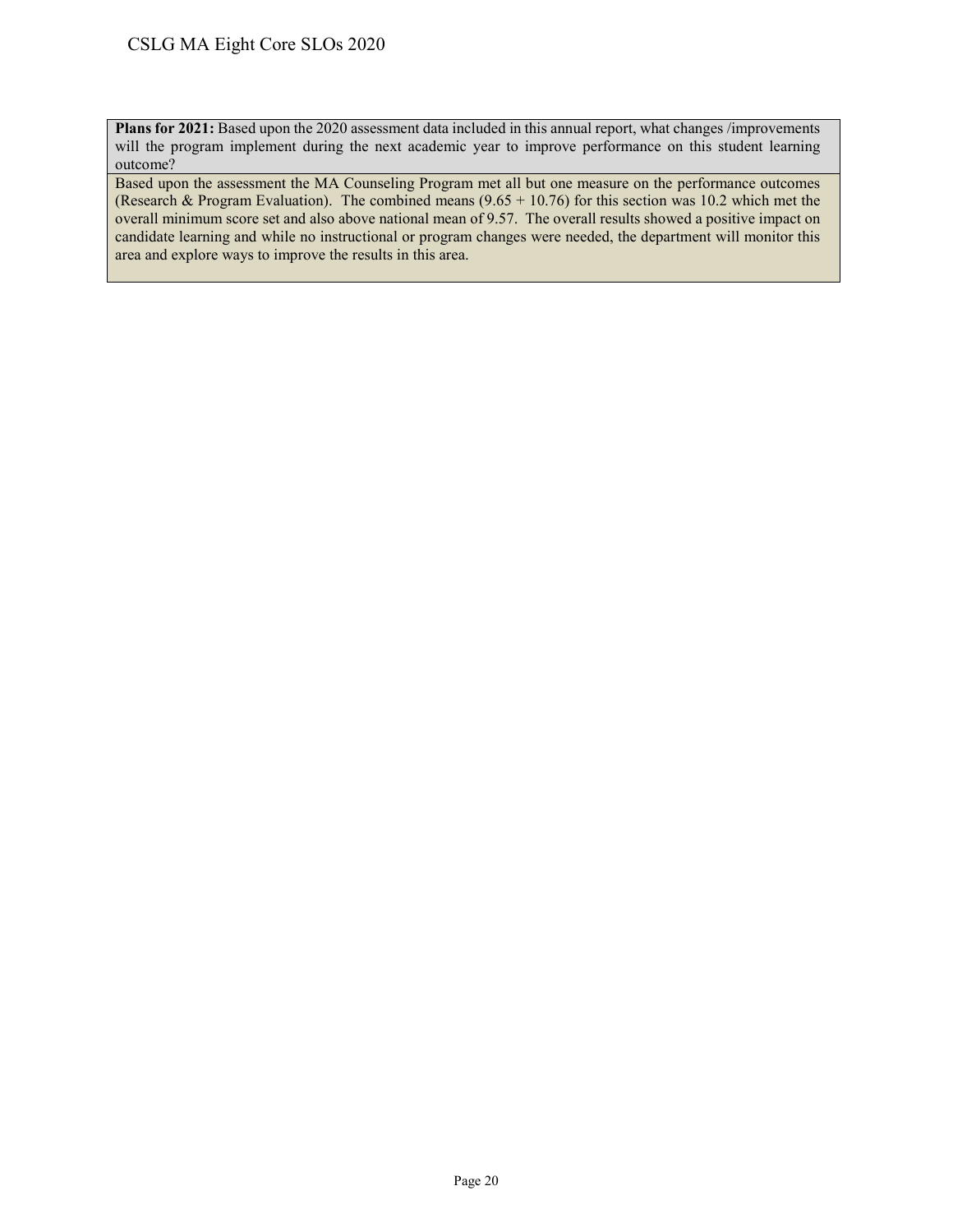**Plans for 2021:** Based upon the 2020 assessment data included in this annual report, what changes /improvements will the program implement during the next academic year to improve performance on this student learning outcome?

Based upon the assessment the MA Counseling Program met all but one measure on the performance outcomes (Research & Program Evaluation). The combined means (9.65 + 10.76) for this section was 10.2 which met the overall minimum score set and also above national mean of 9.57. The overall results showed a positive impact on candidate learning and while no instructional or program changes were needed, the department will monitor this area and explore ways to improve the results in this area.